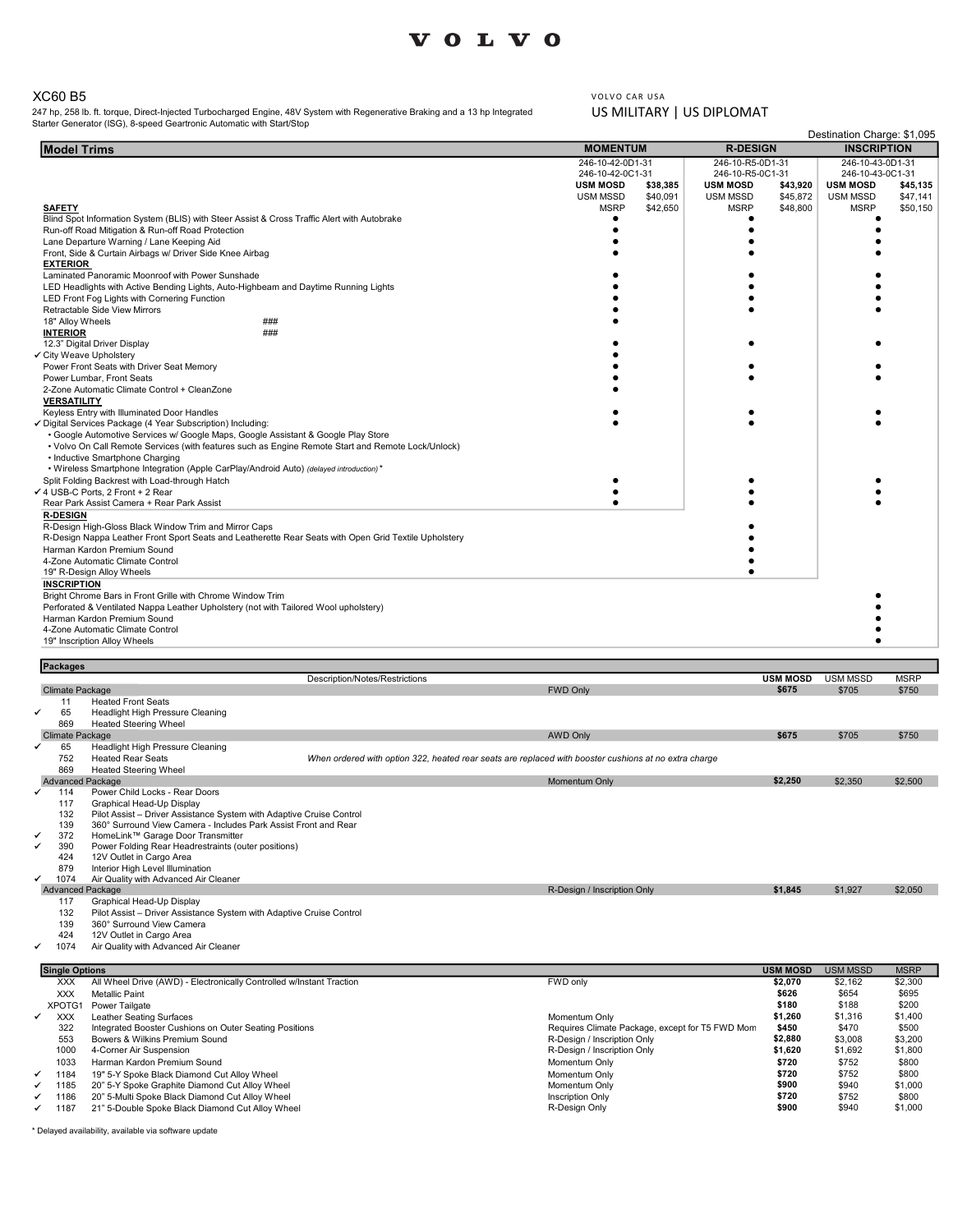**VOLVO**

## XC60 B5

247 hp, 258 lb. ft. torque, Direct-Injected Turbocharged Engine, 48V System with Regenerative Braking and a 13 hp Integrated Starter Generator (ISG), 8-speed Geartronic Automatic with Start/Stop

VOLVO CAR USA
US MILITARY | US DIPLOMAT

Destination Charge: $1,095

| Model Trims | MOMENTUM | | R-DESIGN | | INSCRIPTION | |
|---|---|---|---|---|---|---|
| | 246-10-42-0D1-31 | | 246-10-R5-0D1-31 | | 246-10-43-0D1-31 | |
| | 246-10-42-0C1-31 | | 246-10-R5-0C1-31 | | 246-10-43-0C1-31 | |
| | **USM MOSD** | **$38,385** | **USM MOSD** | **$43,920** | **USM MOSD** | **$45,135** |
| | USM MSSD | $40,091 | USM MSSD | $45,872 | USM MSSD | $47,141 |
| **SAFETY** | MSRP | $42,650 | MSRP | $48,800 | MSRP | $50,150 |
| Blind Spot Information System (BLIS) with Steer Assist & Cross Traffic Alert with Autobrake | ● | | ● | | ● | |
| Run-off Road Mitigation & Run-off Road Protection | ● | | ● | | ● | |
| Lane Departure Warning / Lane Keeping Aid | ● | | ● | | ● | |
| Front, Side & Curtain Airbags w/ Driver Side Knee Airbag | ● | | ● | | ● | |
| **EXTERIOR** | | | | | | |
| Laminated Panoramic Moonroof with Power Sunshade | ● | | ● | | ● | |
| LED Headlights with Active Bending Lights, Auto-Highbeam and Daytime Running Lights | ● | | ● | | ● | |
| LED Front Fog Lights with Cornering Function | ● | | ● | | ● | |
| Retractable Side View Mirrors | ● | | ● | | ● | |
| 18" Alloy Wheels ### | ● | | | | | |
| **INTERIOR** ### | | | | | | |
| 12.3" Digital Driver Display | ● | | ● | | ● | |
| ✓ City Weave Upholstery | ● | | | | | |
| Power Front Seats with Driver Seat Memory | ● | | ● | | ● | |
| Power Lumbar, Front Seats | ● | | ● | | ● | |
| 2-Zone Automatic Climate Control + CleanZone | ● | | | | | |
| **VERSATILITY** | | | | | | |
| Keyless Entry with Illuminated Door Handles | ● | | ● | | ● | |
| ✓ Digital Services Package (4 Year Subscription) Including: | ● | | ● | | ● | |
| • Google Automotive Services w/ Google Maps, Google Assistant & Google Play Store | | | | | | |
| • Volvo On Call Remote Services (with features such as Engine Remote Start and Remote Lock/Unlock) | | | | | | |
| • Inductive Smartphone Charging | | | | | | |
| • Wireless Smartphone Integration (Apple CarPlay/Android Auto) *(delayed introduction)* * | | | | | | |
| Split Folding Backrest with Load-through Hatch | ● | | ● | | ● | |
| ✓ 4 USB-C Ports, 2 Front + 2 Rear | ● | | ● | | ● | |
| Rear Park Assist Camera + Rear Park Assist | ● | | ● | | ● | |
| **R-DESIGN** | | | | | | |
| R-Design High-Gloss Black Window Trim and Mirror Caps | | | ● | | | |
| R-Design Nappa Leather Front Sport Seats and Leatherette Rear Seats with Open Grid Textile Upholstery | | | ● | | | |
| Harman Kardon Premium Sound | | | ● | | | |
| 4-Zone Automatic Climate Control | | | ● | | | |
| 19" R-Design Alloy Wheels | | | ● | | | |
| **INSCRIPTION** | | | | | | |
| Bright Chrome Bars in Front Grille with Chrome Window Trim | | | | | ● | |
| Perforated & Ventilated Nappa Leather Upholstery (not with Tailored Wool upholstery) | | | | | ● | |
| Harman Kardon Premium Sound | | | | | ● | |
| 4-Zone Automatic Climate Control | | | | | ● | |
| 19" Inscription Alloy Wheels | | | | | ● | |

| | | Packages | Description/Notes/Restrictions | | USM MOSD | USM MSSD | MSRP |
|---|---|---|---|---|---|---|---|
| | | **Climate Package** | | FWD Only | **$675** | $705 | $750 |
| | 11 | Heated Front Seats | | | | | |
| ✓ | 65 | Headlight High Pressure Cleaning | | | | | |
| | 869 | Heated Steering Wheel | | | | | |
| | | **Climate Package** | | AWD Only | **$675** | $705 | $750 |
| ✓ | 65 | Headlight High Pressure Cleaning | | | | | |
| | 752 | Heated Rear Seats | *When ordered with option 322, heated rear seats are replaced with booster cushions at no extra charge* | | | | |
| | 869 | Heated Steering Wheel | | | | | |
| | | **Advanced Package** | | Momentum Only | **$2,250** | $2,350 | $2,500 |
| ✓ | 114 | Power Child Locks - Rear Doors | | | | | |
| | 117 | Graphical Head-Up Display | | | | | |
| | 132 | Pilot Assist – Driver Assistance System with Adaptive Cruise Control | | | | | |
| | 139 | 360° Surround View Camera - Includes Park Assist Front and Rear | | | | | |
| ✓ | 372 | HomeLink™ Garage Door Transmitter | | | | | |
| ✓ | 390 | Power Folding Rear Headrestraints (outer positions) | | | | | |
| | 424 | 12V Outlet in Cargo Area | | | | | |
| | 879 | Interior High Level Illumination | | | | | |
| ✓ | 1074 | Air Quality with Advanced Air Cleaner | | | | | |
| | | **Advanced Package** | | R-Design / Inscription Only | **$1,845** | $1,927 | $2,050 |
| | 117 | Graphical Head-Up Display | | | | | |
| | 132 | Pilot Assist – Driver Assistance System with Adaptive Cruise Control | | | | | |
| | 139 | 360° Surround View Camera | | | | | |
| | 424 | 12V Outlet in Cargo Area | | | | | |
| ✓ | 1074 | Air Quality with Advanced Air Cleaner | | | | | |

| | | Single Options | | USM MOSD | USM MSSD | MSRP |
|---|---|---|---|---|---|---|
| | XXX | All Wheel Drive (AWD) - Electronically Controlled w/Instant Traction | FWD only | **$2,070** | $2,162 | $2,300 |
| | XXX | Metallic Paint | | **$626** | $654 | $695 |
| | XPOTG1 | Power Tailgate | | **$180** | $188 | $200 |
| ✓ | XXX | Leather Seating Surfaces | Momentum Only | **$1,260** | $1,316 | $1,400 |
| | 322 | Integrated Booster Cushions on Outer Seating Positions | Requires Climate Package, except for T5 FWD Mom | **$450** | $470 | $500 |
| | 553 | Bowers & Wilkins Premium Sound | R-Design / Inscription Only | **$2,880** | $3,008 | $3,200 |
| | 1000 | 4-Corner Air Suspension | R-Design / Inscription Only | **$1,620** | $1,692 | $1,800 |
| | 1033 | Harman Kardon Premium Sound | Momentum Only | **$720** | $752 | $800 |
| ✓ | 1184 | 19" 5-Y Spoke Black Diamond Cut Alloy Wheel | Momentum Only | **$720** | $752 | $800 |
| ✓ | 1185 | 20" 5-Y Spoke Graphite Diamond Cut Alloy Wheel | Momentum Only | **$900** | $940 | $1,000 |
| ✓ | 1186 | 20" 5-Multi Spoke Black Diamond Cut Alloy Wheel | Inscription Only | **$720** | $752 | $800 |
| ✓ | 1187 | 21" 5-Double Spoke Black Diamond Cut Alloy Wheel | R-Design Only | **$900** | $940 | $1,000 |

\* Delayed availability, available via software update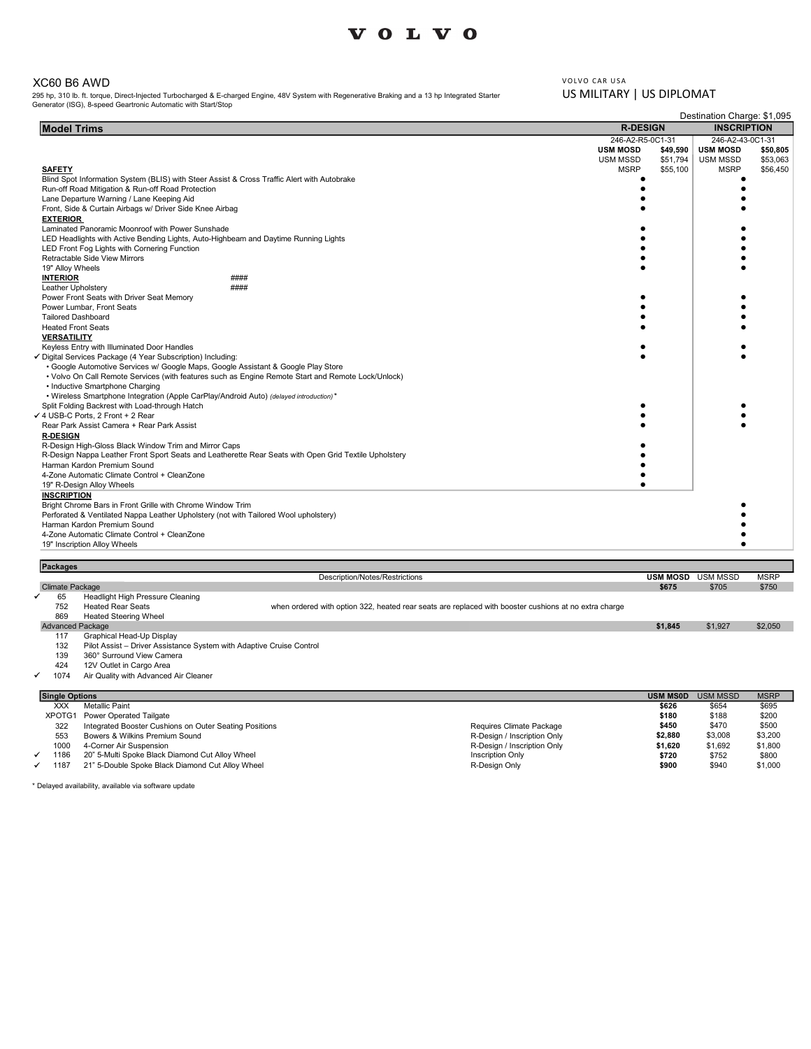# VOLVO

## XC60 B6 AWD

295 hp, 310 lb. ft. torque, Direct-Injected Turbocharged & E-charged Engine, 48V System with Regenerative Braking and a 13 hp Integrated Starter Generator (ISG), 8-speed Geartronic Automatic with Start/Stop

VOLVO CAR USA
US MILITARY | US DIPLOMAT

Destination Charge: $1,095

| Model Trims | R-DESIGN | | INSCRIPTION | |
|---|---|---|---|---|
| | 246-A2-R5-0C1-31 | | 246-A2-43-0C1-31 | |
| | **USM MOSD** | **$49,590** | **USM MOSD** | **$50,805** |
| | USM MSSD | $51,794 | USM MSSD | $53,063 |
| **SAFETY** | MSRP | $55,100 | MSRP | $56,450 |
| Blind Spot Information System (BLIS) with Steer Assist & Cross Traffic Alert with Autobrake | ● | | ● | |
| Run-off Road Mitigation & Run-off Road Protection | ● | | ● | |
| Lane Departure Warning / Lane Keeping Aid | ● | | ● | |
| Front, Side & Curtain Airbags w/ Driver Side Knee Airbag | ● | | ● | |
| **EXTERIOR** | | | | |
| Laminated Panoramic Moonroof with Power Sunshade | ● | | ● | |
| LED Headlights with Active Bending Lights, Auto-Highbeam and Daytime Running Lights | ● | | ● | |
| LED Front Fog Lights with Cornering Function | ● | | ● | |
| Retractable Side View Mirrors | ● | | ● | |
| 19" Alloy Wheels | ● | | ● | |
| **INTERIOR** #### | | | | |
| Leather Upholstery #### | | | | |
| Power Front Seats with Driver Seat Memory | ● | | ● | |
| Power Lumbar, Front Seats | ● | | ● | |
| Tailored Dashboard | ● | | ● | |
| Heated Front Seats | ● | | ● | |
| **VERSATILITY** | | | | |
| Keyless Entry with Illuminated Door Handles | ● | | ● | |
| ✓ Digital Services Package (4 Year Subscription) Including: | ● | | ● | |
| • Google Automotive Services w/ Google Maps, Google Assistant & Google Play Store | | | | |
| • Volvo On Call Remote Services (with features such as Engine Remote Start and Remote Lock/Unlock) | | | | |
| • Inductive Smartphone Charging | | | | |
| • Wireless Smartphone Integration (Apple CarPlay/Android Auto) *(delayed introduction)* * | | | | |
| Split Folding Backrest with Load-through Hatch | ● | | ● | |
| ✓ 4 USB-C Ports, 2 Front + 2 Rear | ● | | ● | |
| Rear Park Assist Camera + Rear Park Assist | ● | | ● | |
| **R-DESIGN** | | | | |
| R-Design High-Gloss Black Window Trim and Mirror Caps | ● | | | |
| R-Design Nappa Leather Front Sport Seats and Leatherette Rear Seats with Open Grid Textile Upholstery | ● | | | |
| Harman Kardon Premium Sound | ● | | | |
| 4-Zone Automatic Climate Control + CleanZone | ● | | | |
| 19" R-Design Alloy Wheels | ● | | | |
| **INSCRIPTION** | | | | |
| Bright Chrome Bars in Front Grille with Chrome Window Trim | | | ● | |
| Perforated & Ventilated Nappa Leather Upholstery (not with Tailored Wool upholstery) | | | ● | |
| Harman Kardon Premium Sound | | | ● | |
| 4-Zone Automatic Climate Control + CleanZone | | | ● | |
| 19" Inscription Alloy Wheels | | | ● | |

| Packages | | | Description/Notes/Restrictions | USM MOSD | USM MSSD | MSRP |
|---|---|---|---|---|---|---|
| Climate Package | | | | **$675** | $705 | $750 |
| ✓ | 65 | Headlight High Pressure Cleaning | | | | |
| | 752 | Heated Rear Seats | when ordered with option 322, heated rear seats are replaced with booster cushions at no extra charge | | | |
| | 869 | Heated Steering Wheel | | | | |
| Advanced Package | | | | **$1,845** | $1,927 | $2,050 |
| | 117 | Graphical Head-Up Display | | | | |
| | 132 | Pilot Assist – Driver Assistance System with Adaptive Cruise Control | | | | |
| | 139 | 360° Surround View Camera | | | | |
| | 424 | 12V Outlet in Cargo Area | | | | |
| ✓ | 1074 | Air Quality with Advanced Air Cleaner | | | | |

| Single Options | | | | USM MS0D | USM MSSD | MSRP |
|---|---|---|---|---|---|---|
| | XXX | Metallic Paint | | **$626** | $654 | $695 |
| | XPOTG1 | Power Operated Tailgate | | **$180** | $188 | $200 |
| | 322 | Integrated Booster Cushions on Outer Seating Positions | Requires Climate Package | **$450** | $470 | $500 |
| | 553 | Bowers & Wilkins Premium Sound | R-Design / Inscription Only | **$2,880** | $3,008 | $3,200 |
| | 1000 | 4-Corner Air Suspension | R-Design / Inscription Only | **$1,620** | $1,692 | $1,800 |
| ✓ | 1186 | 20" 5-Multi Spoke Black Diamond Cut Alloy Wheel | Inscription Only | **$720** | $752 | $800 |
| ✓ | 1187 | 21" 5-Double Spoke Black Diamond Cut Alloy Wheel | R-Design Only | **$900** | $940 | $1,000 |

* Delayed availability, available via software update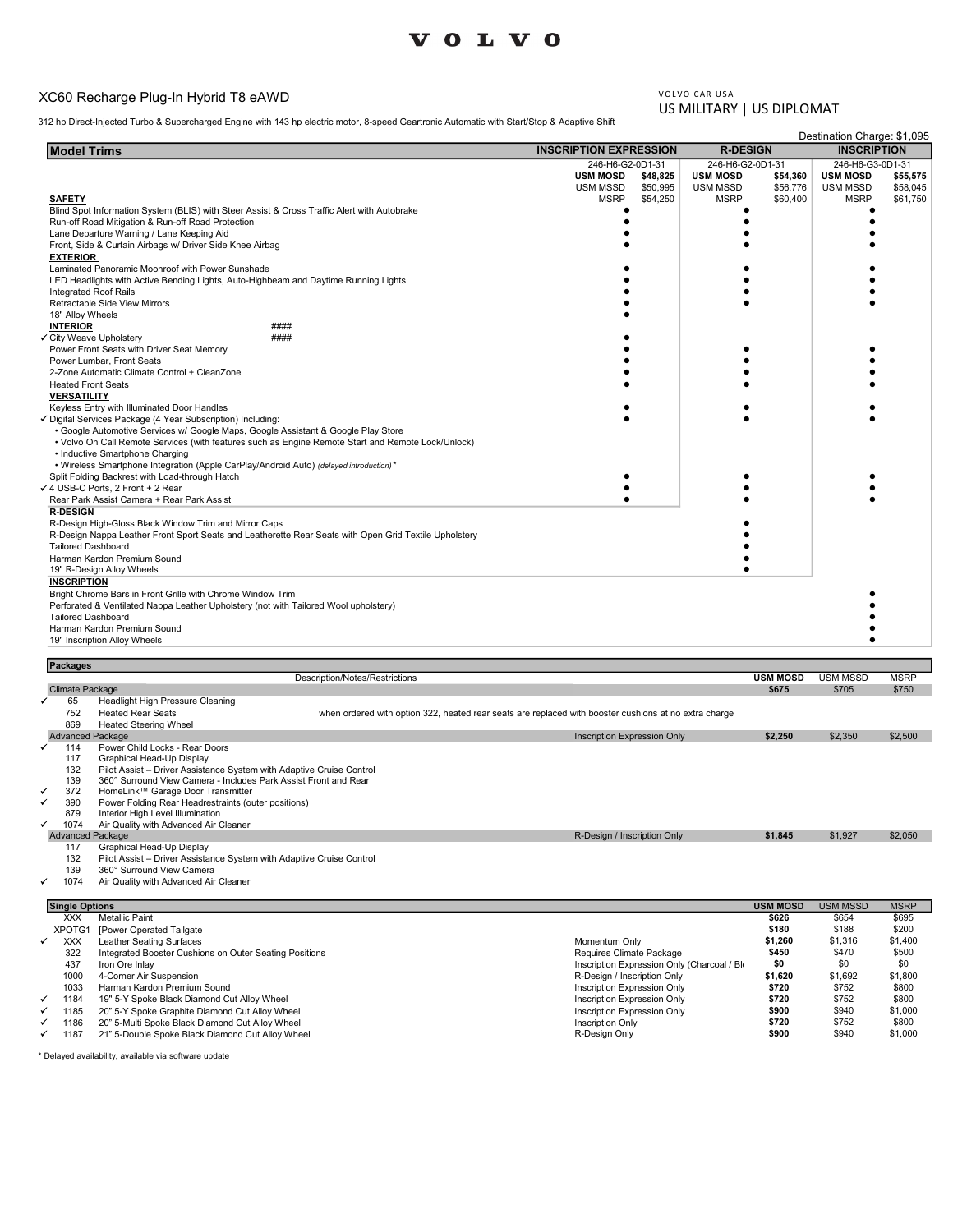# XC60 Recharge Plug-In Hybrid T8 eAWD

VOLVO CAR USA
US MILITARY | US DIPLOMAT

312 hp Direct-Injected Turbo & Supercharged Engine with 143 hp electric motor, 8-speed Geartronic Automatic with Start/Stop & Adaptive Shift

Destination Charge: $1,095

| Model Trims | INSCRIPTION EXPRESSION | | R-DESIGN | | INSCRIPTION | |
|---|---|---|---|---|---|---|
| | 246-H6-G2-0D1-31 | | 246-H6-G2-0D1-31 | | 246-H6-G3-0D1-31 | |
| | **USM MOSD** | **$48,825** | **USM MOSD** | **$54,360** | **USM MOSD** | **$55,575** |
| | USM MSSD | $50,995 | USM MSSD | $56,776 | USM MSSD | $58,045 |
| **SAFETY** | MSRP | $54,250 | MSRP | $60,400 | MSRP | $61,750 |
| Blind Spot Information System (BLIS) with Steer Assist & Cross Traffic Alert with Autobrake | ● | | ● | | ● | |
| Run-off Road Mitigation & Run-off Road Protection | ● | | ● | | ● | |
| Lane Departure Warning / Lane Keeping Aid | ● | | ● | | ● | |
| Front, Side & Curtain Airbags w/ Driver Side Knee Airbag | ● | | ● | | ● | |
| **EXTERIOR** | | | | | | |
| Laminated Panoramic Moonroof with Power Sunshade | ● | | ● | | ● | |
| LED Headlights with Active Bending Lights, Auto-Highbeam and Daytime Running Lights | ● | | ● | | ● | |
| Integrated Roof Rails | ● | | ● | | ● | |
| Retractable Side View Mirrors | ● | | ● | | ● | |
| 18" Alloy Wheels | ● | | | | | |
| **INTERIOR** #### | | | | | | |
| ✓ City Weave Upholstery #### | ● | | | | | |
| Power Front Seats with Driver Seat Memory | ● | | ● | | ● | |
| Power Lumbar, Front Seats | ● | | ● | | ● | |
| 2-Zone Automatic Climate Control + CleanZone | ● | | ● | | ● | |
| Heated Front Seats | ● | | ● | | ● | |
| **VERSATILITY** | | | | | | |
| Keyless Entry with Illuminated Door Handles | ● | | ● | | ● | |
| ✓ Digital Services Package (4 Year Subscription) Including: | ● | | ● | | ● | |
| • Google Automotive Services w/ Google Maps, Google Assistant & Google Play Store | | | | | | |
| • Volvo On Call Remote Services (with features such as Engine Remote Start and Remote Lock/Unlock) | | | | | | |
| • Inductive Smartphone Charging | | | | | | |
| • Wireless Smartphone Integration (Apple CarPlay/Android Auto) *(delayed introduction)* * | | | | | | |
| Split Folding Backrest with Load-through Hatch | ● | | ● | | ● | |
| ✓ 4 USB-C Ports, 2 Front + 2 Rear | ● | | ● | | ● | |
| Rear Park Assist Camera + Rear Park Assist | ● | | ● | | ● | |
| **R-DESIGN** | | | | | | |
| R-Design High-Gloss Black Window Trim and Mirror Caps | | | ● | | | |
| R-Design Nappa Leather Front Sport Seats and Leatherette Rear Seats with Open Grid Textile Upholstery | | | ● | | | |
| Tailored Dashboard | | | ● | | | |
| Harman Kardon Premium Sound | | | ● | | | |
| 19" R-Design Alloy Wheels | | | ● | | | |
| **INSCRIPTION** | | | | | | |
| Bright Chrome Bars in Front Grille with Chrome Window Trim | | | | | ● | |
| Perforated & Ventilated Nappa Leather Upholstery (not with Tailored Wool upholstery) | | | | | ● | |
| Tailored Dashboard | | | | | ● | |
| Harman Kardon Premium Sound | | | | | ● | |
| 19" Inscription Alloy Wheels | | | | | ● | |

| | | Packages | Description/Notes/Restrictions | USM MOSD | USM MSSD | MSRP |
|---|---|---|---|---|---|---|
| | | Climate Package | | **$675** | $705 | $750 |
| ✓ | 65 | Headlight High Pressure Cleaning | | | | |
| | 752 | Heated Rear Seats | when ordered with option 322, heated rear seats are replaced with booster cushions at no extra charge | | | |
| | 869 | Heated Steering Wheel | | | | |
| | | Advanced Package | Inscription Expression Only | **$2,250** | $2,350 | $2,500 |
| ✓ | 114 | Power Child Locks - Rear Doors | | | | |
| | 117 | Graphical Head-Up Display | | | | |
| | 132 | Pilot Assist – Driver Assistance System with Adaptive Cruise Control | | | | |
| | 139 | 360° Surround View Camera - Includes Park Assist Front and Rear | | | | |
| ✓ | 372 | HomeLink™ Garage Door Transmitter | | | | |
| ✓ | 390 | Power Folding Rear Headrestraints (outer positions) | | | | |
| | 879 | Interior High Level Illumination | | | | |
| ✓ | 1074 | Air Quality with Advanced Air Cleaner | | | | |
| | | Advanced Package | R-Design / Inscription Only | **$1,845** | $1,927 | $2,050 |
| | 117 | Graphical Head-Up Display | | | | |
| | 132 | Pilot Assist – Driver Assistance System with Adaptive Cruise Control | | | | |
| | 139 | 360° Surround View Camera | | | | |
| ✓ | 1074 | Air Quality with Advanced Air Cleaner | | | | |

| | | Single Options | | USM MOSD | USM MSSD | MSRP |
|---|---|---|---|---|---|---|
| | XXX | Metallic Paint | | **$626** | $654 | $695 |
| | XPOTG1 | [Power Operated Tailgate | | **$180** | $188 | $200 |
| ✓ | XXX | Leather Seating Surfaces | Momentum Only | **$1,260** | $1,316 | $1,400 |
| | 322 | Integrated Booster Cushions on Outer Seating Positions | Requires Climate Package | **$450** | $470 | $500 |
| | 437 | Iron Ore Inlay | Inscription Expression Only (Charcoal / Bl | **$0** | $0 | $0 |
| | 1000 | 4-Corner Air Suspension | R-Design / Inscription Only | **$1,620** | $1,692 | $1,800 |
| | 1033 | Harman Kardon Premium Sound | Inscription Expression Only | **$720** | $752 | $800 |
| ✓ | 1184 | 19" 5-Y Spoke Black Diamond Cut Alloy Wheel | Inscription Expression Only | **$720** | $752 | $800 |
| ✓ | 1185 | 20" 5-Y Spoke Graphite Diamond Cut Alloy Wheel | Inscription Expression Only | **$900** | $940 | $1,000 |
| ✓ | 1186 | 20" 5-Multi Spoke Black Diamond Cut Alloy Wheel | Inscription Only | **$720** | $752 | $800 |
| ✓ | 1187 | 21" 5-Double Spoke Black Diamond Cut Alloy Wheel | R-Design Only | **$900** | $940 | $1,000 |

* Delayed availability, available via software update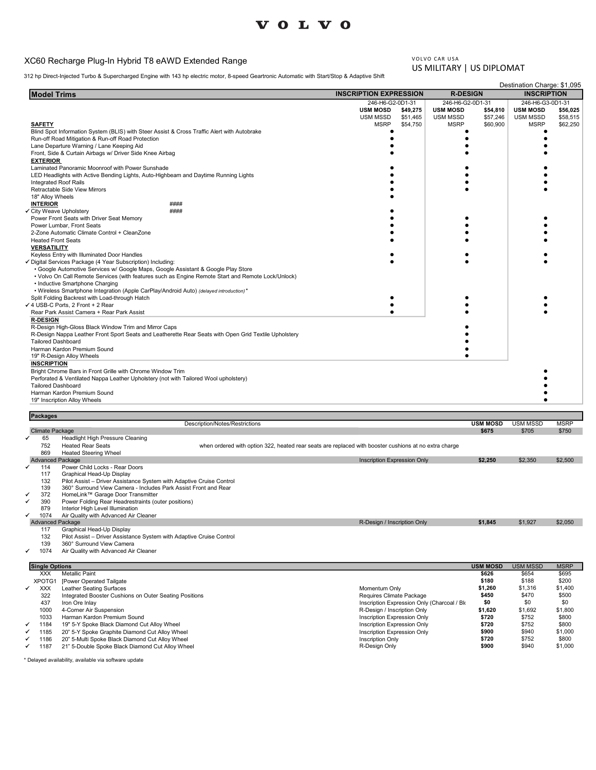VOLVO

XC60 Recharge Plug-In Hybrid T8 eAWD Extended Range

VOLVO CAR USA
US MILITARY | US DIPLOMAT

312 hp Direct-Injected Turbo & Supercharged Engine with 143 hp electric motor, 8-speed Geartronic Automatic with Start/Stop & Adaptive Shift

Destination Charge: $1,095

| Model Trims | INSCRIPTION EXPRESSION | | R-DESIGN | | INSCRIPTION | |
|---|---|---|---|---|---|---|
| | 246-H6-G2-0D1-31 | | 246-H6-G2-0D1-31 | | 246-H6-G3-0D1-31 | |
| | **USM MOSD** | **$49,275** | **USM MOSD** | **$54,810** | **USM MOSD** | **$56,025** |
| | USM MSSD | $51,465 | USM MSSD | $57,246 | USM MSSD | $58,515 |
| **SAFETY** | MSRP | $54,750 | MSRP | $60,900 | MSRP | $62,250 |
| Blind Spot Information System (BLIS) with Steer Assist & Cross Traffic Alert with Autobrake | ● | | ● | | ● | |
| Run-off Road Mitigation & Run-off Road Protection | ● | | ● | | ● | |
| Lane Departure Warning / Lane Keeping Aid | ● | | ● | | ● | |
| Front, Side & Curtain Airbags w/ Driver Side Knee Airbag | ● | | ● | | ● | |
| **EXTERIOR** | | | | | | |
| Laminated Panoramic Moonroof with Power Sunshade | ● | | ● | | ● | |
| LED Headlights with Active Bending Lights, Auto-Highbeam and Daytime Running Lights | ● | | ● | | ● | |
| Integrated Roof Rails | ● | | ● | | ● | |
| Retractable Side View Mirrors | ● | | ● | | ● | |
| 18" Alloy Wheels | ● | | | | | |
| **INTERIOR** #### | | | | | | |
| ✓ City Weave Upholstery #### | ● | | | | | |
| Power Front Seats with Driver Seat Memory | ● | | ● | | ● | |
| Power Lumbar, Front Seats | ● | | ● | | ● | |
| 2-Zone Automatic Climate Control + CleanZone | ● | | ● | | ● | |
| Heated Front Seats | ● | | ● | | ● | |
| **VERSATILITY** | | | | | | |
| Keyless Entry with Illuminated Door Handles | ● | | ● | | ● | |
| ✓ Digital Services Package (4 Year Subscription) Including: | ● | | ● | | ● | |
| • Google Automotive Services w/ Google Maps, Google Assistant & Google Play Store | | | | | | |
| • Volvo On Call Remote Services (with features such as Engine Remote Start and Remote Lock/Unlock) | | | | | | |
| • Inductive Smartphone Charging | | | | | | |
| • Wireless Smartphone Integration (Apple CarPlay/Android Auto) *(delayed introduction)* * | | | | | | |
| Split Folding Backrest with Load-through Hatch | ● | | ● | | ● | |
| ✓ 4 USB-C Ports, 2 Front + 2 Rear | ● | | ● | | ● | |
| Rear Park Assist Camera + Rear Park Assist | ● | | ● | | ● | |
| **R-DESIGN** | | | | | | |
| R-Design High-Gloss Black Window Trim and Mirror Caps | | | ● | | | |
| R-Design Nappa Leather Front Sport Seats and Leatherette Rear Seats with Open Grid Textile Upholstery | | | ● | | | |
| Tailored Dashboard | | | ● | | | |
| Harman Kardon Premium Sound | | | ● | | | |
| 19" R-Design Alloy Wheels | | | ● | | | |
| **INSCRIPTION** | | | | | | |
| Bright Chrome Bars in Front Grille with Chrome Window Trim | | | | | ● | |
| Perforated & Ventilated Nappa Leather Upholstery (not with Tailored Wool upholstery) | | | | | ● | |
| Tailored Dashboard | | | | | ● | |
| Harman Kardon Premium Sound | | | | | ● | |
| 19" Inscription Alloy Wheels | | | | | ● | |

| Packages | | | Description/Notes/Restrictions | USM MOSD | USM MSSD | MSRP |
|---|---|---|---|---|---|---|
| | Climate Package | | | **$675** | $705 | $750 |
| ✓ | 65 | Headlight High Pressure Cleaning | | | | |
| | 752 | Heated Rear Seats | when ordered with option 322, heated rear seats are replaced with booster cushions at no extra charge | | | |
| | 869 | Heated Steering Wheel | | | | |
| | Advanced Package | | Inscription Expression Only | **$2,250** | $2,350 | $2,500 |
| ✓ | 114 | Power Child Locks - Rear Doors | | | | |
| | 117 | Graphical Head-Up Display | | | | |
| | 132 | Pilot Assist – Driver Assistance System with Adaptive Cruise Control | | | | |
| | 139 | 360° Surround View Camera - Includes Park Assist Front and Rear | | | | |
| ✓ | 372 | HomeLink™ Garage Door Transmitter | | | | |
| ✓ | 390 | Power Folding Rear Headrestraints (outer positions) | | | | |
| | 879 | Interior High Level Illumination | | | | |
| ✓ | 1074 | Air Quality with Advanced Air Cleaner | | | | |
| | Advanced Package | | R-Design / Inscription Only | **$1,845** | $1,927 | $2,050 |
| | 117 | Graphical Head-Up Display | | | | |
| | 132 | Pilot Assist – Driver Assistance System with Adaptive Cruise Control | | | | |
| | 139 | 360° Surround View Camera | | | | |
| ✓ | 1074 | Air Quality with Advanced Air Cleaner | | | | |

| Single Options | | | | USM MOSD | USM MSSD | MSRP |
|---|---|---|---|---|---|---|
| | XXX | Metallic Paint | | **$626** | $654 | $695 |
| | XPOTG1 | [Power Operated Tailgate | | **$180** | $188 | $200 |
| ✓ | XXX | Leather Seating Surfaces | Momentum Only | **$1,260** | $1,316 | $1,400 |
| | 322 | Integrated Booster Cushions on Outer Seating Positions | Requires Climate Package | **$450** | $470 | $500 |
| | 437 | Iron Ore Inlay | Inscription Expression Only (Charcoal / Bl | **$0** | $0 | $0 |
| | 1000 | 4-Corner Air Suspension | R-Design / Inscription Only | **$1,620** | $1,692 | $1,800 |
| | 1033 | Harman Kardon Premium Sound | Inscription Expression Only | **$720** | $752 | $800 |
| ✓ | 1184 | 19" 5-Y Spoke Black Diamond Cut Alloy Wheel | Inscription Expression Only | **$720** | $752 | $800 |
| ✓ | 1185 | 20" 5-Y Spoke Graphite Diamond Cut Alloy Wheel | Inscription Expression Only | **$900** | $940 | $1,000 |
| ✓ | 1186 | 20" 5-Multi Spoke Black Diamond Cut Alloy Wheel | Inscription Only | **$720** | $752 | $800 |
| ✓ | 1187 | 21" 5-Double Spoke Black Diamond Cut Alloy Wheel | R-Design Only | **$900** | $940 | $1,000 |

\* Delayed availability, available via software update